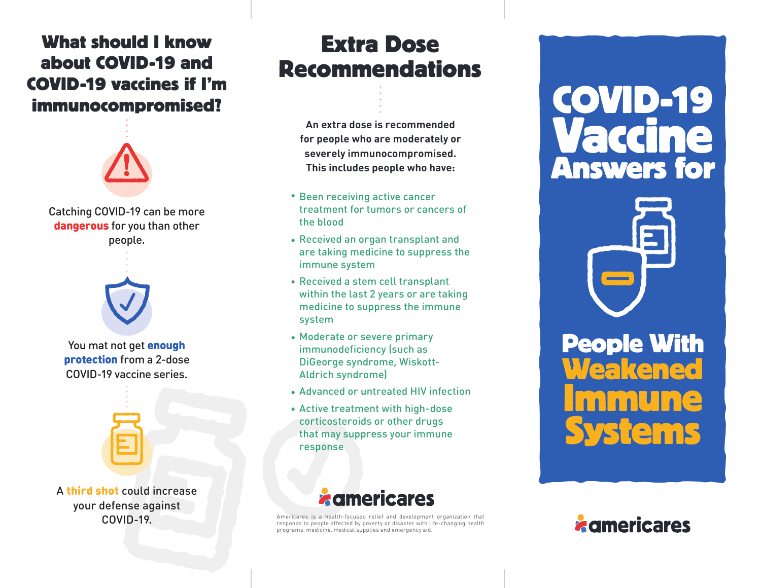## What should I know about COVID-19 and COVID-19 vaccines if I'm immunocompromised?

Catching COVID-19 can be more **dangerous** for you than other people.

You mat not get **enough protection** from a 2-dose COVID-19 vaccine series.

A **third shot** could increase your defense against COVID-19.

## Extra Dose Recommendations

**An extra dose is recommended for people who are moderately or severely immunocompromised. This includes people who have:**

- Been receiving active cancer treatment for tumors or cancers of the blood
- Received an organ transplant and are taking medicine to suppress the immune system
- Received a stem cell transplant within the last 2 years or are taking medicine to suppress the immune system
- Moderate or severe primary immunodeficiency (such as DiGeorge syndrome, Wiskott-Aldrich syndrome)
- Advanced or untreated HIV infection
- Active treatment with high-dose corticosteroids or other drugs that may suppress your immune response

americares

Americares is a health-focused relief and development organization that responds to people affected by poverty or disaster with life-changing health programs, medicine, medical supplies and emergency aid.

# COVID-19 Vaccine Answers for People With Weakened Immune Systems

americares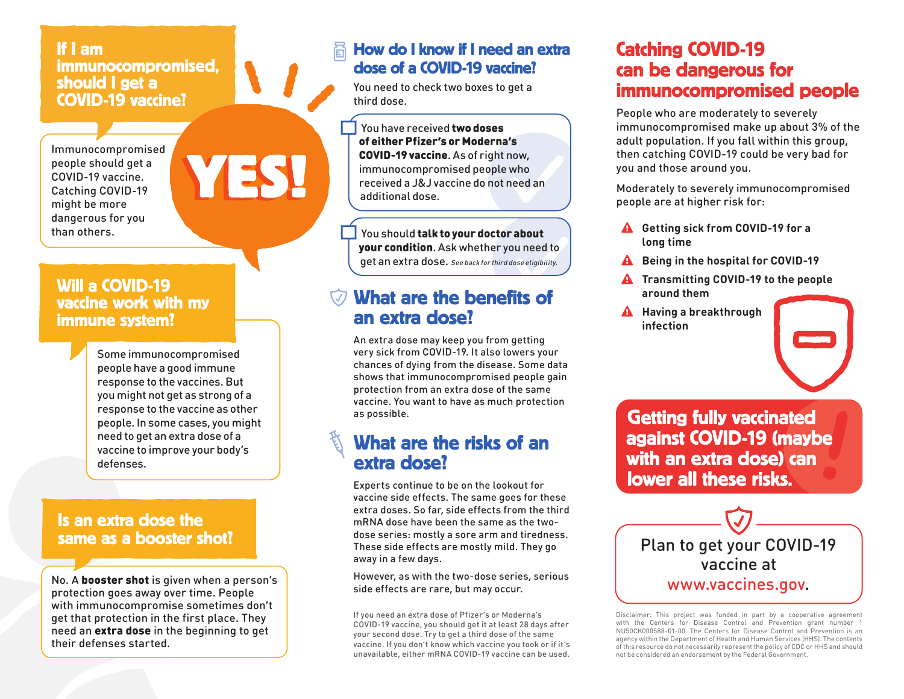## If I am immunocompromised, should I get a COVID-19 vaccine?

**YES!**

Immunocompromised people should get a COVID-19 vaccine. Catching COVID-19 might be more dangerous for you than others.

## Will a COVID-19 vaccine work with my immune system?

Some immunocompromised people have a good immune response to the vaccines. But you might not get as strong of a response to the vaccine as other people. In some cases, you might need to get an extra dose of a vaccine to improve your body's defenses.

## Is an extra dose the same as a booster shot?

No. A **booster shot** is given when a person's protection goes away over time. People with immunocompromise sometimes don't get that protection in the first place. They need an **extra dose** in the beginning to get their defenses started.

## How do I know if I need an extra dose of a COVID-19 vaccine?

You need to check two boxes to get a third dose.

- [ ] You have received **two doses of either Pfizer's or Moderna's COVID-19 vaccine**. As of right now, immunocompromised people who received a J&J vaccine do not need an additional dose.
- [ ] You should **talk to your doctor about your condition**. Ask whether you need to get an extra dose. *See back for third dose eligibility.*

## What are the benefits of an extra dose?

An extra dose may keep you from getting very sick from COVID-19. It also lowers your chances of dying from the disease. Some data shows that immunocompromised people gain protection from an extra dose of the same vaccine. You want to have as much protection as possible.

## What are the risks of an extra dose?

Experts continue to be on the lookout for vaccine side effects. The same goes for these extra doses. So far, side effects from the third mRNA dose have been the same as the two-dose series: mostly a sore arm and tiredness. These side effects are mostly mild. They go away in a few days.

However, as with the two-dose series, serious side effects are rare, but may occur.

If you need an extra dose of Pfizer's or Moderna's COVID-19 vaccine, you should get it at least 28 days after your second dose. Try to get a third dose of the same vaccine. If you don't know which vaccine you took or if it's unavailable, either mRNA COVID-19 vaccine can be used.

## Catching COVID-19 can be dangerous for immunocompromised people

People who are moderately to severely immunocompromised make up about 3% of the adult population. If you fall within this group, then catching COVID-19 could be very bad for you and those around you.

Moderately to severely immunocompromised people are at higher risk for:

- **Getting sick from COVID-19 for a long time**
- **Being in the hospital for COVID-19**
- **Transmitting COVID-19 to the people around them**
- **Having a breakthrough infection**

**Getting fully vaccinated against COVID-19 (maybe with an extra dose) can lower all these risks.**

Plan to get your COVID-19 vaccine at www.vaccines.gov.

Disclaimer: This project was funded in part by a cooperative agreement with the Centers for Disease Control and Prevention grant number 1 NU50CK000588-01-00. The Centers for Disease Control and Prevention is an agency within the Department of Health and Human Services (HHS). The contents of this resource do not necessarily represent the policy of CDC or HHS and should not be considered an endorsement by the Federal Government.